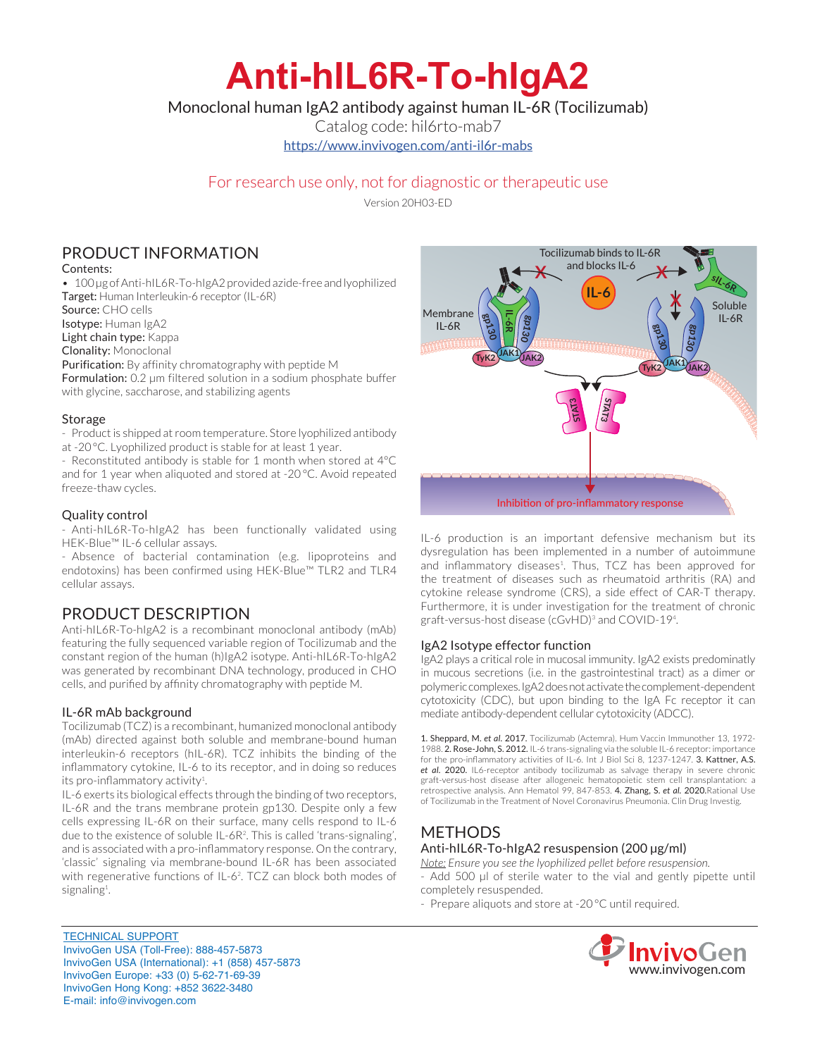# Anti-hIL6R-To-hIgA2

Monoclonal human IgA2 antibody against human IL-6R (Tocilizumab)

Catalog code: hil6rto-mab7

https://www.invivogen.com/anti-il6r-mabs

For research use only, not for diagnostic or therapeutic use

Version 20H03-ED

## PRODUCT INFORMATION

Contents:

- 100 µg of Anti-hIL6R-To-hIgA2 provided azide-free and lyophilized

**Target:** Human Interleukin-6 receptor (IL-6R)
**Source:** CHO cells
**Isotype:** Human IgA2
**Light chain type:** Kappa
**Clonality:** Monoclonal
**Purification:** By affinity chromatography with peptide M
**Formulation:** 0.2 µm filtered solution in a sodium phosphate buffer with glycine, saccharose, and stabilizing agents

### Storage

- Product is shipped at room temperature. Store lyophilized antibody at -20 °C. Lyophilized product is stable for at least 1 year.
- Reconstituted antibody is stable for 1 month when stored at 4 °C and for 1 year when aliquoted and stored at -20 °C. Avoid repeated freeze-thaw cycles.

### Quality control

- Anti-hIL6R-To-hIgA2 has been functionally validated using HEK-Blue™ IL-6 cellular assays.
- Absence of bacterial contamination (e.g. lipoproteins and endotoxins) has been confirmed using HEK-Blue™ TLR2 and TLR4 cellular assays.

## PRODUCT DESCRIPTION

Anti-hIL6R-To-hIgA2 is a recombinant monoclonal antibody (mAb) featuring the fully sequenced variable region of Tocilizumab and the constant region of the human (h)IgA2 isotype. Anti-hIL6R-To-hIgA2 was generated by recombinant DNA technology, produced in CHO cells, and purified by affinity chromatography with peptide M.

### IL-6R mAb background

Tocilizumab (TCZ) is a recombinant, humanized monoclonal antibody (mAb) directed against both soluble and membrane-bound human interleukin-6 receptors (hIL-6R). TCZ inhibits the binding of the inflammatory cytokine, IL-6 to its receptor, and in doing so reduces its pro-inflammatory activity[1].

IL-6 exerts its biological effects through the binding of two receptors, IL-6R and the trans membrane protein gp130. Despite only a few cells expressing IL-6R on their surface, many cells respond to IL-6 due to the existence of soluble IL-6R[2]. This is called 'trans-signaling', and is associated with a pro-inflammatory response. On the contrary, 'classic' signaling via membrane-bound IL-6R has been associated with regenerative functions of IL-6[2]. TCZ can block both modes of signaling[1].

Tocilizumab binds to IL-6R and blocks IL-6

Membrane IL-6R — Soluble IL-6R — Inhibition of pro-inflammatory response

IL-6 production is an important defensive mechanism but its dysregulation has been implemented in a number of autoimmune and inflammatory diseases[1]. Thus, TCZ has been approved for the treatment of diseases such as rheumatoid arthritis (RA) and cytokine release syndrome (CRS), a side effect of CAR-T therapy. Furthermore, it is under investigation for the treatment of chronic graft-versus-host disease (cGvHD)[3] and COVID-19[4].

### IgA2 Isotype effector function

IgA2 plays a critical role in mucosal immunity. IgA2 exists predominatly in mucous secretions (i.e. in the gastrointestinal tract) as a dimer or polymeric complexes. IgA2 does not activate the complement-dependent cytotoxicity (CDC), but upon binding to the IgA Fc receptor it can mediate antibody-dependent cellular cytotoxicity (ADCC).

1. **Sheppard, M. *et al.* 2017.** Tocilizumab (Actemra). Hum Vaccin Immunother 13, 1972-1988. 2. **Rose-John, S. 2012.** IL-6 trans-signaling via the soluble IL-6 receptor: importance for the pro-inflammatory activities of IL-6. Int J Biol Sci 8, 1237-1247. 3. **Kattner, A.S. *et al.* 2020.** IL6-receptor antibody tocilizumab as salvage therapy in severe chronic graft-versus-host disease after allogeneic hematopoietic stem cell transplantation: a retrospective analysis. Ann Hematol 99, 847-853. 4. **Zhang, S. *et al.* 2020.** Rational Use of Tocilizumab in the Treatment of Novel Coronavirus Pneumonia. Clin Drug Investig.

## METHODS

### Anti-hIL6R-To-hIgA2 resuspension (200 µg/ml)

Note: *Ensure you see the lyophilized pellet before resuspension.*

- Add 500 µl of sterile water to the vial and gently pipette until completely resuspended.
- Prepare aliquots and store at -20 °C until required.

TECHNICAL SUPPORT
InvivoGen USA (Toll-Free): 888-457-5873
InvivoGen USA (International): +1 (858) 457-5873
InvivoGen Europe: +33 (0) 5-62-71-69-39
InvivoGen Hong Kong: +852 3622-3480
E-mail: info@invivogen.com

InvivoGen www.invivogen.com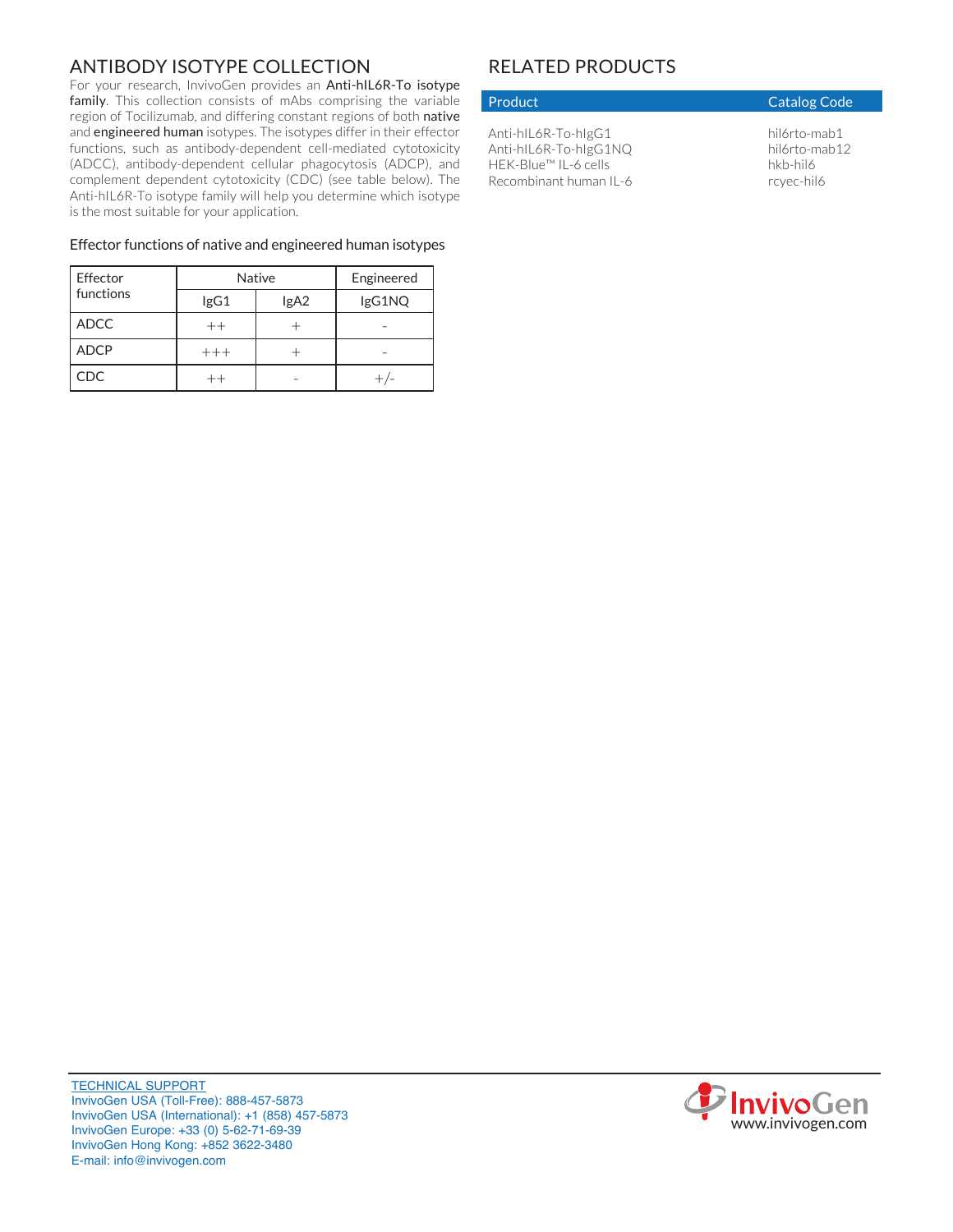## ANTIBODY ISOTYPE COLLECTION

For your research, InvivoGen provides an **Anti-hIL6R-To isotype family**. This collection consists of mAbs comprising the variable region of Tocilizumab, and differing constant regions of both **native** and **engineered human** isotypes. The isotypes differ in their effector functions, such as antibody-dependent cell-mediated cytotoxicity (ADCC), antibody-dependent cellular phagocytosis (ADCP), and complement dependent cytotoxicity (CDC) (see table below). The Anti-hIL6R-To isotype family will help you determine which isotype is the most suitable for your application.

Effector functions of native and engineered human isotypes

| Effector functions | Native | | Engineered |
|---|---|---|---|
| | IgG1 | IgA2 | IgG1NQ |
| ADCC | ++ | + | - |
| ADCP | +++ | + | - |
| CDC | ++ | - | +/- |

## RELATED PRODUCTS

| Product | Catalog Code |
|---|---|
| Anti-hIL6R-To-hIgG1 | hil6rto-mab1 |
| Anti-hIL6R-To-hIgG1NQ | hil6rto-mab12 |
| HEK-Blue™ IL-6 cells | hkb-hil6 |
| Recombinant human IL-6 | rcyec-hil6 |

TECHNICAL SUPPORT
InvivoGen USA (Toll-Free): 888-457-5873
InvivoGen USA (International): +1 (858) 457-5873
InvivoGen Europe: +33 (0) 5-62-71-69-39
InvivoGen Hong Kong: +852 3622-3480
E-mail: info@invivogen.com

InvivoGen
www.invivogen.com